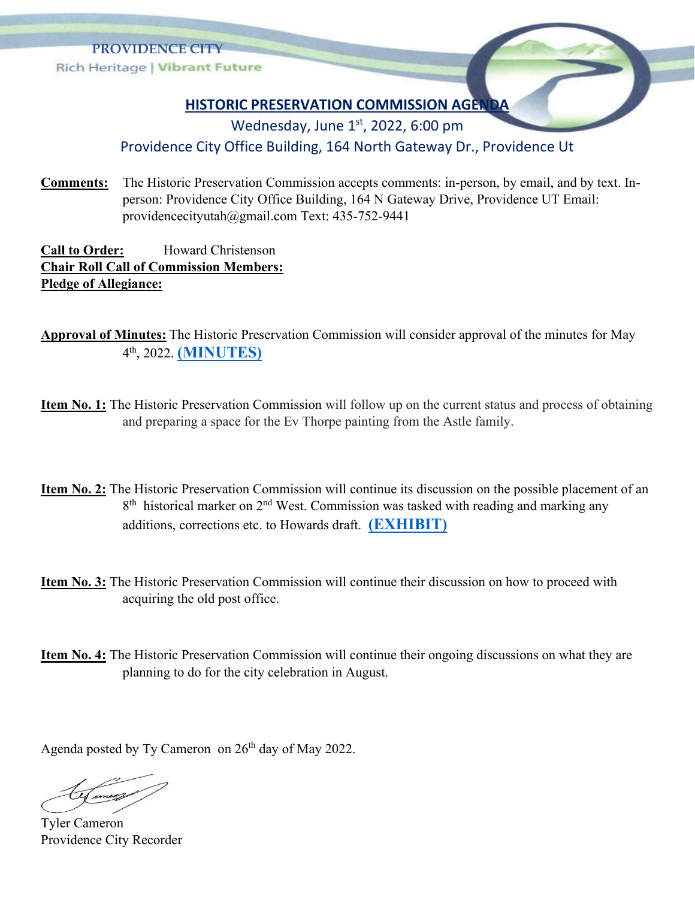PROVIDENCE CITY

Rich Heritage | Vibrant Future

# HISTORIC PRESERVATION COMMISSION AGENDA

Wednesday, June 1st, 2022, 6:00 pm

Providence City Office Building, 164 North Gateway Dr., Providence Ut

**Comments:** The Historic Preservation Commission accepts comments: in-person, by email, and by text. In-person: Providence City Office Building, 164 N Gateway Drive, Providence UT Email: providencecityutah@gmail.com Text: 435-752-9441

**Call to Order:** Howard Christenson

**Chair Roll Call of Commission Members:**

**Pledge of Allegiance:**

**Approval of Minutes:** The Historic Preservation Commission will consider approval of the minutes for May 4th, 2022. **(MINUTES)**

**Item No. 1:** The Historic Preservation Commission will follow up on the current status and process of obtaining and preparing a space for the Ev Thorpe painting from the Astle family.

**Item No. 2:** The Historic Preservation Commission will continue its discussion on the possible placement of an 8th historical marker on 2nd West. Commission was tasked with reading and marking any additions, corrections etc. to Howards draft. **(EXHIBIT)**

**Item No. 3:** The Historic Preservation Commission will continue their discussion on how to proceed with acquiring the old post office.

**Item No. 4:** The Historic Preservation Commission will continue their ongoing discussions on what they are planning to do for the city celebration in August.

Agenda posted by Ty Cameron on 26th day of May 2022.

Tyler Cameron

Providence City Recorder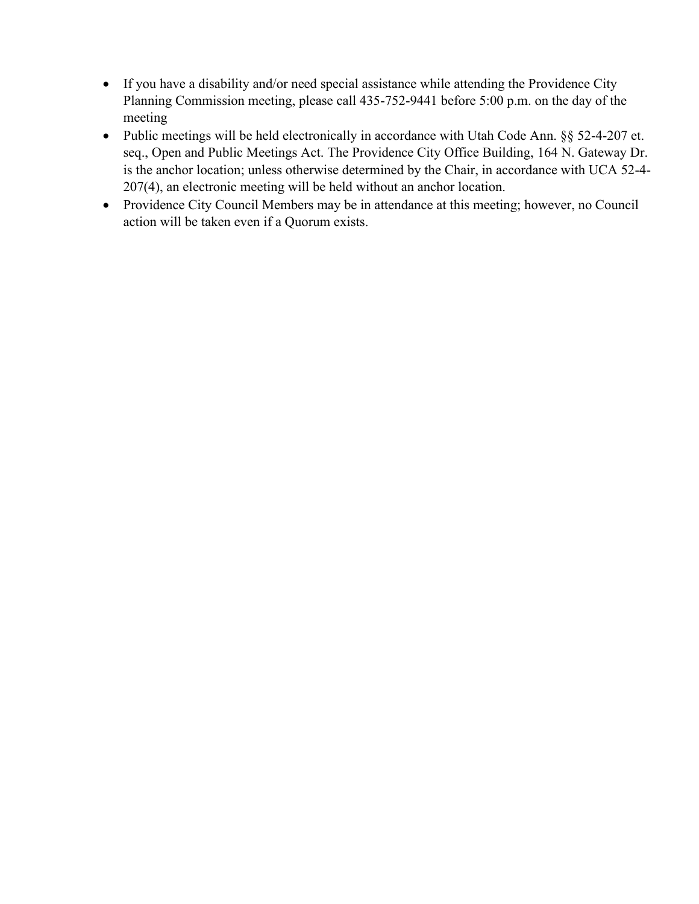- If you have a disability and/or need special assistance while attending the Providence City Planning Commission meeting, please call 435-752-9441 before 5:00 p.m. on the day of the meeting
- Public meetings will be held electronically in accordance with Utah Code Ann. §§ 52-4-207 et. seq., Open and Public Meetings Act. The Providence City Office Building, 164 N. Gateway Dr. is the anchor location; unless otherwise determined by the Chair, in accordance with UCA 52-4-207(4), an electronic meeting will be held without an anchor location.
- Providence City Council Members may be in attendance at this meeting; however, no Council action will be taken even if a Quorum exists.